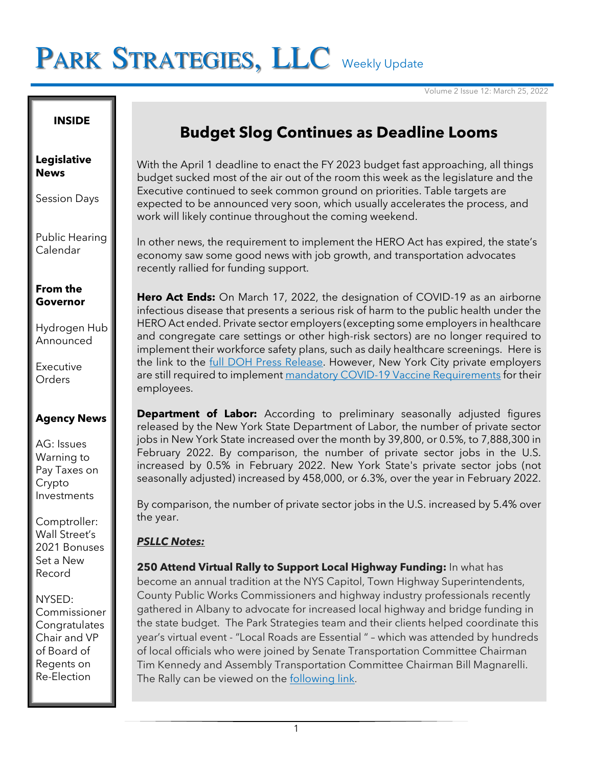# PARK STRATEGIES, LLC Weekly Update

Volume 2 Issue 12: March 25, 2022

**INSIDE**

**Legislative News**

Session Days

Public Hearing Calendar

**From the Governor**

Hydrogen Hub Announced

Executive Orders

**Agency News**

AG: Issues Warning to Pay Taxes on Crypto Investments

Comptroller: Wall Street's 2021 Bonuses Set a New Record

NYSED: Commissioner Congratulates Chair and VP of Board of Regents on Re-Election

## Budget Slog Continues as Deadline Looms

With the April 1 deadline to enact the FY 2023 budget fast approaching, all things budget sucked most of the air out of the room this week as the legislature and the Executive continued to seek common ground on priorities. Table targets are expected to be announced very soon, which usually accelerates the process, and work will likely continue throughout the coming weekend.

In other news, the requirement to implement the HERO Act has expired, the state's economy saw some good news with job growth, and transportation advocates recently rallied for funding support.

**Hero Act Ends:** On March 17, 2022, the designation of COVID-19 as an airborne infectious disease that presents a serious risk of harm to the public health under the HERO Act ended. Private sector employers (excepting some employers in healthcare and congregate care settings or other high-risk sectors) are no longer required to implement their workforce safety plans, such as daily healthcare screenings. Here is the link to the full DOH Press Release. However, New York City private employers are still required to implement mandatory COVID-19 Vaccine Requirements for their employees.

**Department of Labor:** According to preliminary seasonally adjusted figures released by the New York State Department of Labor, the number of private sector jobs in New York State increased over the month by 39,800, or 0.5%, to 7,888,300 in February 2022. By comparison, the number of private sector jobs in the U.S. increased by 0.5% in February 2022. New York State's private sector jobs (not seasonally adjusted) increased by 458,000, or 6.3%, over the year in February 2022.

By comparison, the number of private sector jobs in the U.S. increased by 5.4% over the year.

***PSLLC Notes:***

**250 Attend Virtual Rally to Support Local Highway Funding:** In what has become an annual tradition at the NYS Capitol, Town Highway Superintendents, County Public Works Commissioners and highway industry professionals recently gathered in Albany to advocate for increased local highway and bridge funding in the state budget. The Park Strategies team and their clients helped coordinate this year's virtual event - "Local Roads are Essential " – which was attended by hundreds of local officials who were joined by Senate Transportation Committee Chairman Tim Kennedy and Assembly Transportation Committee Chairman Bill Magnarelli. The Rally can be viewed on the following link.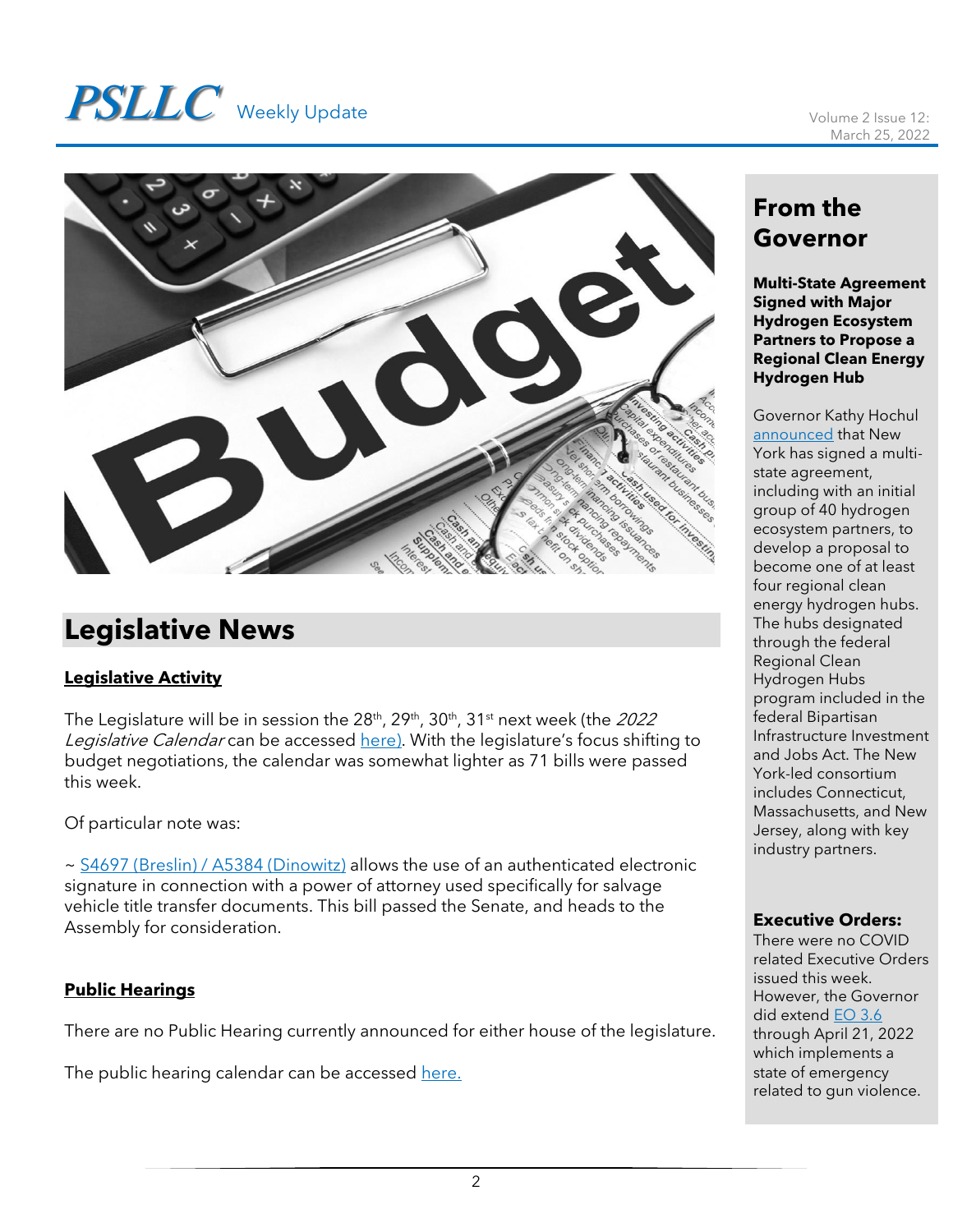## Legislative News

### Legislative Activity

The Legislature will be in session the 28th, 29th, 30th, 31st next week (the *2022 Legislative Calendar* can be accessed here). With the legislature's focus shifting to budget negotiations, the calendar was somewhat lighter as 71 bills were passed this week.

Of particular note was:

~ S4697 (Breslin) / A5384 (Dinowitz) allows the use of an authenticated electronic signature in connection with a power of attorney used specifically for salvage vehicle title transfer documents. This bill passed the Senate, and heads to the Assembly for consideration.

### Public Hearings

There are no Public Hearing currently announced for either house of the legislature.

The public hearing calendar can be accessed here.

## From the Governor

**Multi-State Agreement Signed with Major Hydrogen Ecosystem Partners to Propose a Regional Clean Energy Hydrogen Hub**

Governor Kathy Hochul announced that New York has signed a multi-state agreement, including with an initial group of 40 hydrogen ecosystem partners, to develop a proposal to become one of at least four regional clean energy hydrogen hubs. The hubs designated through the federal Regional Clean Hydrogen Hubs program included in the federal Bipartisan Infrastructure Investment and Jobs Act. The New York-led consortium includes Connecticut, Massachusetts, and New Jersey, along with key industry partners.

**Executive Orders:**

There were no COVID related Executive Orders issued this week. However, the Governor did extend EO 3.6 through April 21, 2022 which implements a state of emergency related to gun violence.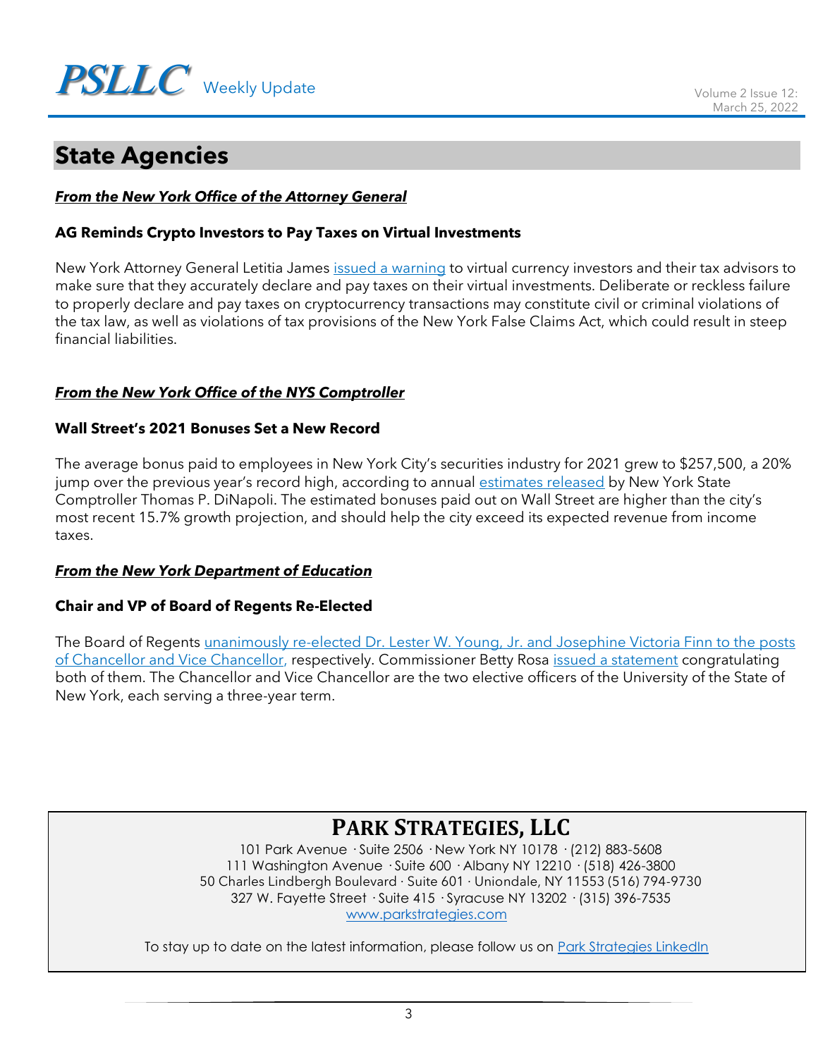## State Agencies

***From the New York Office of the Attorney General***

**AG Reminds Crypto Investors to Pay Taxes on Virtual Investments**

New York Attorney General Letitia James issued a warning to virtual currency investors and their tax advisors to make sure that they accurately declare and pay taxes on their virtual investments. Deliberate or reckless failure to properly declare and pay taxes on cryptocurrency transactions may constitute civil or criminal violations of the tax law, as well as violations of tax provisions of the New York False Claims Act, which could result in steep financial liabilities.

***From the New York Office of the NYS Comptroller***

**Wall Street's 2021 Bonuses Set a New Record**

The average bonus paid to employees in New York City's securities industry for 2021 grew to $257,500, a 20% jump over the previous year's record high, according to annual estimates released by New York State Comptroller Thomas P. DiNapoli. The estimated bonuses paid out on Wall Street are higher than the city's most recent 15.7% growth projection, and should help the city exceed its expected revenue from income taxes.

***From the New York Department of Education***

**Chair and VP of Board of Regents Re-Elected**

The Board of Regents unanimously re-elected Dr. Lester W. Young, Jr. and Josephine Victoria Finn to the posts of Chancellor and Vice Chancellor, respectively. Commissioner Betty Rosa issued a statement congratulating both of them. The Chancellor and Vice Chancellor are the two elective officers of the University of the State of New York, each serving a three-year term.

**PARK STRATEGIES, LLC**

101 Park Avenue · Suite 2506 · New York NY 10178 · (212) 883-5608
111 Washington Avenue · Suite 600 · Albany NY 12210 · (518) 426-3800
50 Charles Lindbergh Boulevard · Suite 601 · Uniondale, NY 11553 (516) 794-9730
327 W. Fayette Street · Suite 415 · Syracuse NY 13202 · (315) 396-7535
www.parkstrategies.com

To stay up to date on the latest information, please follow us on Park Strategies LinkedIn